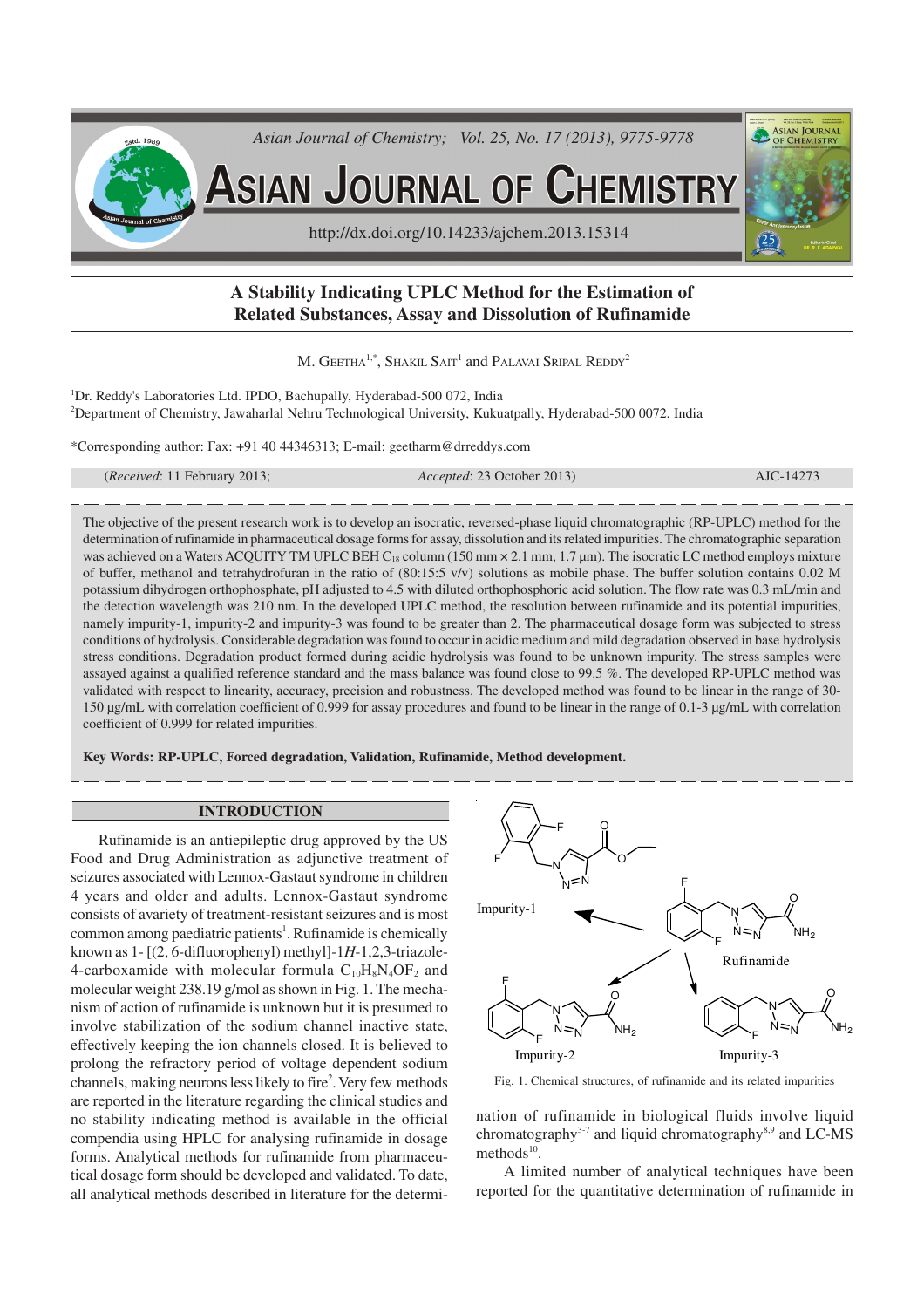# A Stability Indicating UPLC Method for the Estimation of Related Substances, Assay and Dissolution of Rufinamide

M. GEETHA[1,*], SHAKIL SAIT[1] and PALAVAI SRIPAL REDDY[2]

[1]Dr. Reddy's Laboratories Ltd. IPDO, Bachupally, Hyderabad-500 072, India

[2]Department of Chemistry, Jawaharlal Nehru Technological University, Kukuatpally, Hyderabad-500 0072, India

*Corresponding author: Fax: +91 40 44346313; E-mail: geetharm@drreddys.com

(*Received*: 11 February 2013; *Accepted*: 23 October 2013) AJC-14273

The objective of the present research work is to develop an isocratic, reversed-phase liquid chromatographic (RP-UPLC) method for the determination of rufinamide in pharmaceutical dosage forms for assay, dissolution and its related impurities. The chromatographic separation was achieved on a Waters ACQUITY TM UPLC BEH $C_{18}$ column (150 mm × 2.1 mm, 1.7 µm). The isocratic LC method employs mixture of buffer, methanol and tetrahydrofuran in the ratio of (80:15:5 v/v) solutions as mobile phase. The buffer solution contains 0.02 M potassium dihydrogen orthophosphate, pH adjusted to 4.5 with diluted orthophosphoric acid solution. The flow rate was 0.3 mL/min and the detection wavelength was 210 nm. In the developed UPLC method, the resolution between rufinamide and its potential impurities, namely impurity-1, impurity-2 and impurity-3 was found to be greater than 2. The pharmaceutical dosage form was subjected to stress conditions of hydrolysis. Considerable degradation was found to occur in acidic medium and mild degradation observed in base hydrolysis stress conditions. Degradation product formed during acidic hydrolysis was found to be unknown impurity. The stress samples were assayed against a qualified reference standard and the mass balance was found close to 99.5 %. The developed RP-UPLC method was validated with respect to linearity, accuracy, precision and robustness. The developed method was found to be linear in the range of 30-150 µg/mL with correlation coefficient of 0.999 for assay procedures and found to be linear in the range of 0.1-3 µg/mL with correlation coefficient of 0.999 for related impurities.

**Key Words: RP-UPLC, Forced degradation, Validation, Rufinamide, Method development.**

## INTRODUCTION

Rufinamide is an antiepileptic drug approved by the US Food and Drug Administration as adjunctive treatment of seizures associated with Lennox-Gastaut syndrome in children 4 years and older and adults. Lennox-Gastaut syndrome consists of avariety of treatment-resistant seizures and is most common among paediatric patients[1]. Rufinamide is chemically known as 1- [(2, 6-difluorophenyl) methyl]-1*H*-1,2,3-triazole-4-carboxamide with molecular formula $C_{10}H_8N_4OF_2$ and molecular weight 238.19 g/mol as shown in Fig. 1. The mechanism of action of rufinamide is unknown but it is presumed to involve stabilization of the sodium channel inactive state, effectively keeping the ion channels closed. It is believed to prolong the refractory period of voltage dependent sodium channels, making neurons less likely to fire[2]. Very few methods are reported in the literature regarding the clinical studies and no stability indicating method is available in the official compendia using HPLC for analysing rufinamide in dosage forms. Analytical methods for rufinamide from pharmaceutical dosage form should be developed and validated. To date, all analytical methods described in literature for the determination of rufinamide in biological fluids involve liquid chromatography[3-7] and liquid chromatography[8,9] and LC-MS methods[10].

Impurity-1

Rufinamide

Impurity-2

Impurity-3

Fig. 1. Chemical structures, of rufinamide and its related impurities

A limited number of analytical techniques have been reported for the quantitative determination of rufinamide in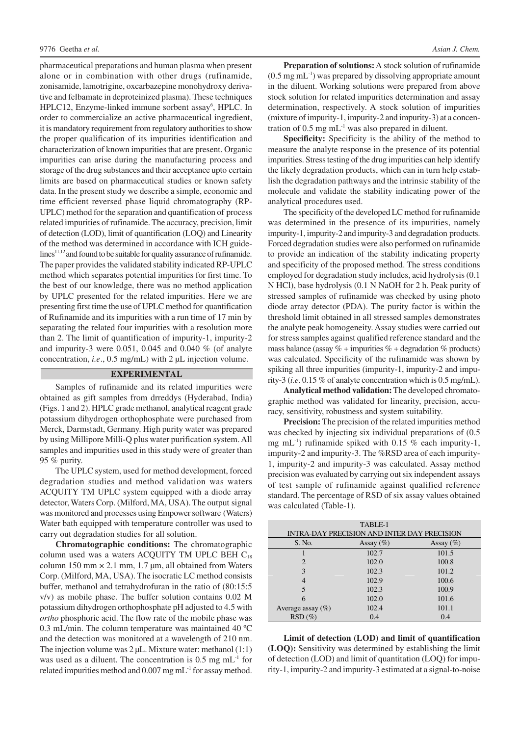pharmaceutical preparations and human plasma when present alone or in combination with other drugs (rufinamide, zonisamide, lamotrigine, oxcarbazepine monohydroxy derivative and felbamate in deproteinized plasma). These techniques HPLC12, Enzyme-linked immune sorbent assay[6], HPLC. In order to commercialize an active pharmaceutical ingredient, it is mandatory requirement from regulatory authorities to show the proper qualification of its impurities identification and characterization of known impurities that are present. Organic impurities can arise during the manufacturing process and storage of the drug substances and their acceptance upto certain limits are based on pharmaceutical studies or known safety data. In the present study we describe a simple, economic and time efficient reversed phase liquid chromatography (RP-UPLC) method for the separation and quantification of process related impurities of rufinamide. The accuracy, precision, limit of detection (LOD), limit of quantification (LOQ) and Linearity of the method was determined in accordance with ICH guidelines[11,12] and found to be suitable for quality assurance of rufinamide. The paper provides the validated stability indicated RP-UPLC method which separates potential impurities for first time. To the best of our knowledge, there was no method application by UPLC presented for the related impurities. Here we are presenting first time the use of UPLC method for quantification of Rufinamide and its impurities with a run time of 17 min by separating the related four impurities with a resolution more than 2. The limit of quantification of impurity-1, impurity-2 and impurity-3 were 0.051, 0.045 and 0.040 % (of analyte concentration, *i.e*., 0.5 mg/mL) with 2 µL injection volume.

## EXPERIMENTAL

Samples of rufinamide and its related impurities were obtained as gift samples from drreddys (Hyderabad, India) (Figs. 1 and 2). HPLC grade methanol, analytical reagent grade potassium dihydrogen orthophosphate were purchased from Merck, Darmstadt, Germany. High purity water was prepared by using Millipore Milli-Q plus water purification system. All samples and impurities used in this study were of greater than 95 % purity.

The UPLC system, used for method development, forced degradation studies and method validation was waters ACQUITY TM UPLC system equipped with a diode array detector, Waters Corp. (Milford, MA, USA). The output signal was monitored and processes using Empower software (Waters) Water bath equipped with temperature controller was used to carry out degradation studies for all solution.

**Chromatographic conditions:** The chromatographic column used was a waters ACQUITY TM UPLC BEH $C_{18}$ column 150 mm × 2.1 mm, 1.7 µm, all obtained from Waters Corp. (Milford, MA, USA). The isocratic LC method consists buffer, methanol and tetrahydrofuran in the ratio of (80:15:5 v/v) as mobile phase. The buffer solution contains 0.02 M potassium dihydrogen orthophosphate pH adjusted to 4.5 with *ortho* phosphoric acid. The flow rate of the mobile phase was 0.3 mL/min. The column temperature was maintained 40 ºC and the detection was monitored at a wavelength of 210 nm. The injection volume was 2 µL. Mixture water: methanol (1:1) was used as a diluent. The concentration is 0.5 mg $mL^{-1}$ for related impurities method and 0.007 mg $mL^{-1}$ for assay method.

**Preparation of solutions:** A stock solution of rufinamide (0.5 mg $mL^{-1}$) was prepared by dissolving appropriate amount in the diluent. Working solutions were prepared from above stock solution for related impurities determination and assay determination, respectively. A stock solution of impurities (mixture of impurity-1, impurity-2 and impurity-3) at a concentration of 0.5 mg $mL^{-1}$ was also prepared in diluent.

**Specificity:** Specificity is the ability of the method to measure the analyte response in the presence of its potential impurities. Stress testing of the drug impurities can help identify the likely degradation products, which can in turn help establish the degradation pathways and the intrinsic stability of the molecule and validate the stability indicating power of the analytical procedures used.

The specificity of the developed LC method for rufinamide was determined in the presence of its impurities, namely impurity-1, impurity-2 and impurity-3 and degradation products. Forced degradation studies were also performed on rufinamide to provide an indication of the stability indicating property and specificity of the proposed method. The stress conditions employed for degradation study includes, acid hydrolysis (0.1 N HCl), base hydrolysis (0.1 N NaOH for 2 h. Peak purity of stressed samples of rufinamide was checked by using photo diode array detector (PDA). The purity factor is within the threshold limit obtained in all stressed samples demonstrates the analyte peak homogeneity. Assay studies were carried out for stress samples against qualified reference standard and the mass balance (assay % + impurities % + degradation % products) was calculated. Specificity of the rufinamide was shown by spiking all three impurities (impurity-1, impurity-2 and impurity-3 (*i.e*. 0.15 % of analyte concentration which is 0.5 mg/mL).

**Analytical method validation:** The developed chromatographic method was validated for linearity, precision, accuracy, sensitivity, robustness and system suitability.

**Precision:** The precision of the related impurities method was checked by injecting six individual preparations of (0.5 mg $mL^{-1}$) rufinamide spiked with 0.15 % each impurity-1, impurity-2 and impurity-3. The %RSD area of each impurity-1, impurity-2 and impurity-3 was calculated. Assay method precision was evaluated by carrying out six independent assays of test sample of rufinamide against qualified reference standard. The percentage of RSD of six assay values obtained was calculated (Table-1).

TABLE-1
INTRA-DAY PRECISION AND INTER DAY PRECISION

| S. No. | Assay (%) | Assay (%) |
|---|---|---|
| 1 | 102.7 | 101.5 |
| 2 | 102.0 | 100.8 |
| 3 | 102.3 | 101.2 |
| 4 | 102.9 | 100.6 |
| 5 | 102.3 | 100.9 |
| 6 | 102.0 | 101.6 |
| Average assay (%) | 102.4 | 101.1 |
| RSD (%) | 0.4 | 0.4 |

**Limit of detection (LOD) and limit of quantification (LOQ):** Sensitivity was determined by establishing the limit of detection (LOD) and limit of quantitation (LOQ) for impurity-1, impurity-2 and impurity-3 estimated at a signal-to-noise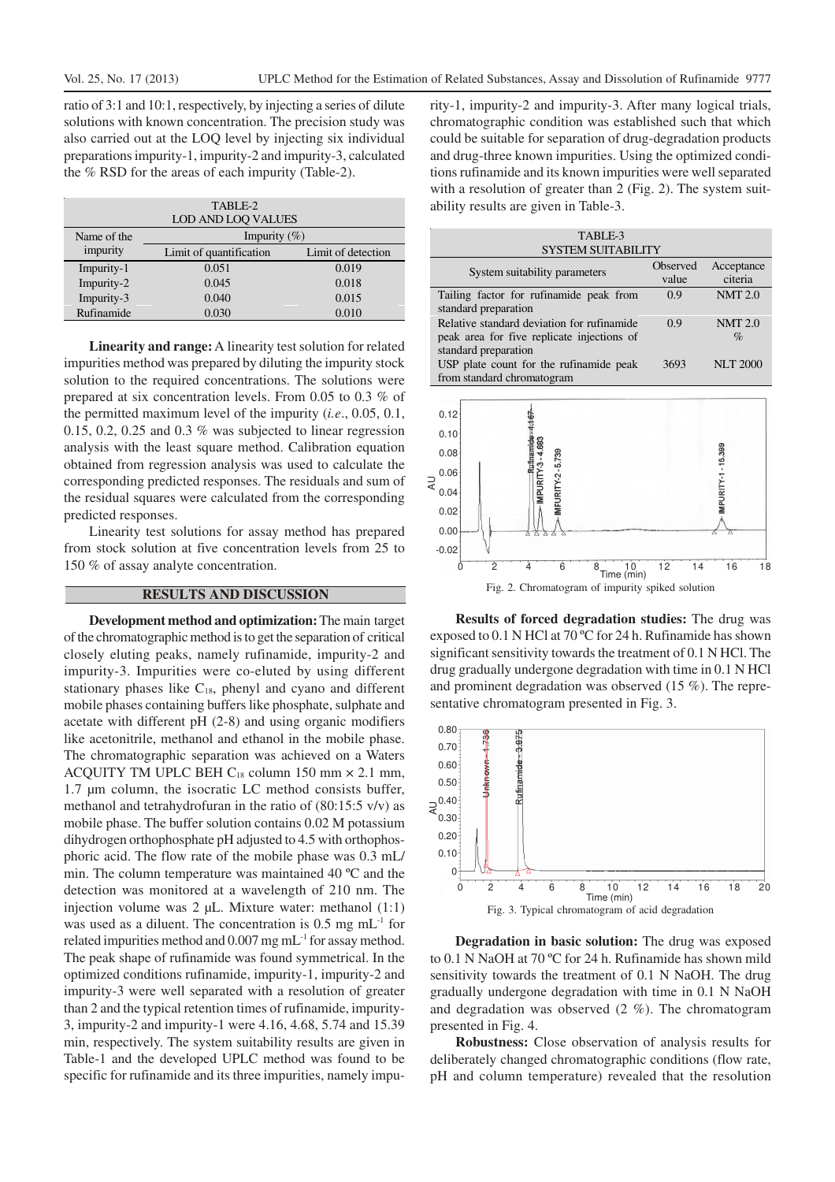ratio of 3:1 and 10:1, respectively, by injecting a series of dilute solutions with known concentration. The precision study was also carried out at the LOQ level by injecting six individual preparations impurity-1, impurity-2 and impurity-3, calculated the % RSD for the areas of each impurity (Table-2).

TABLE-2
LOD AND LOQ VALUES

| Name of the impurity | Impurity (%) | |
|---|---|---|
| | Limit of quantification | Limit of detection |
| Impurity-1 | 0.051 | 0.019 |
| Impurity-2 | 0.045 | 0.018 |
| Impurity-3 | 0.040 | 0.015 |
| Rufinamide | 0.030 | 0.010 |

**Linearity and range:** A linearity test solution for related impurities method was prepared by diluting the impurity stock solution to the required concentrations. The solutions were prepared at six concentration levels. From 0.05 to 0.3 % of the permitted maximum level of the impurity (*i.e*., 0.05, 0.1, 0.15, 0.2, 0.25 and 0.3 % was subjected to linear regression analysis with the least square method. Calibration equation obtained from regression analysis was used to calculate the corresponding predicted responses. The residuals and sum of the residual squares were calculated from the corresponding predicted responses.

Linearity test solutions for assay method has prepared from stock solution at five concentration levels from 25 to 150 % of assay analyte concentration.

## RESULTS AND DISCUSSION

**Development method and optimization:** The main target of the chromatographic method is to get the separation of critical closely eluting peaks, namely rufinamide, impurity-2 and impurity-3. Impurities were co-eluted by using different stationary phases like $C_{18}$, phenyl and cyano and different mobile phases containing buffers like phosphate, sulphate and acetate with different pH (2-8) and using organic modifiers like acetonitrile, methanol and ethanol in the mobile phase. The chromatographic separation was achieved on a Waters ACQUITY TM UPLC BEH $C_{18}$ column 150 mm × 2.1 mm, 1.7 μm column, the isocratic LC method consists buffer, methanol and tetrahydrofuran in the ratio of (80:15:5 v/v) as mobile phase. The buffer solution contains 0.02 M potassium dihydrogen orthophosphate pH adjusted to 4.5 with orthophosphoric acid. The flow rate of the mobile phase was 0.3 mL/min. The column temperature was maintained 40 ºC and the detection was monitored at a wavelength of 210 nm. The injection volume was 2 μL. Mixture water: methanol (1:1) was used as a diluent. The concentration is 0.5 mg $mL^{-1}$ for related impurities method and 0.007 mg $mL^{-1}$ for assay method. The peak shape of rufinamide was found symmetrical. In the optimized conditions rufinamide, impurity-1, impurity-2 and impurity-3 were well separated with a resolution of greater than 2 and the typical retention times of rufinamide, impurity-3, impurity-2 and impurity-1 were 4.16, 4.68, 5.74 and 15.39 min, respectively. The system suitability results are given in Table-1 and the developed UPLC method was found to be specific for rufinamide and its three impurities, namely impurity-1, impurity-2 and impurity-3. After many logical trials, chromatographic condition was established such that which could be suitable for separation of drug-degradation products and drug-three known impurities. Using the optimized conditions rufinamide and its known impurities were well separated with a resolution of greater than 2 (Fig. 2). The system suitability results are given in Table-3.

TABLE-3
SYSTEM SUITABILITY

| System suitability parameters | Observed value | Acceptance citeria |
|---|---|---|
| Tailing factor for rufinamide peak from standard preparation | 0.9 | NMT 2.0 |
| Relative standard deviation for rufinamide peak area for five replicate injections of standard preparation | 0.9 | NMT 2.0 % |
| USP plate count for the rufinamide peak from standard chromatogram | 3693 | NLT 2000 |

0.12
0.10
0.08
0.06
0.04
0.02
0.00
-0.02
AU
Rufinamide - 4.167
IMPURITY-3 - 4.683
IMPURITY-2 - 5.739
IMPURITY-1 - 15.399
0 2 4 6 8 10 12 14 16 18
Time (min)

Fig. 2. Chromatogram of impurity spiked solution

**Results of forced degradation studies:** The drug was exposed to 0.1 N HCl at 70 ºC for 24 h. Rufinamide has shown significant sensitivity towards the treatment of 0.1 N HCl. The drug gradually undergone degradation with time in 0.1 N HCl and prominent degradation was observed (15 %). The representative chromatogram presented in Fig. 3.

0.80
0.70
0.60
0.50
0.40
0.30
0.20
0.10
0
AU
Unknown - 1.736
Rufinamide - 3.875
0 2 4 6 8 10 12 14 16 18 20
Time (min)

Fig. 3. Typical chromatogram of acid degradation

**Degradation in basic solution:** The drug was exposed to 0.1 N NaOH at 70 ºC for 24 h. Rufinamide has shown mild sensitivity towards the treatment of 0.1 N NaOH. The drug gradually undergone degradation with time in 0.1 N NaOH and degradation was observed (2 %). The chromatogram presented in Fig. 4.

**Robustness:** Close observation of analysis results for deliberately changed chromatographic conditions (flow rate, pH and column temperature) revealed that the resolution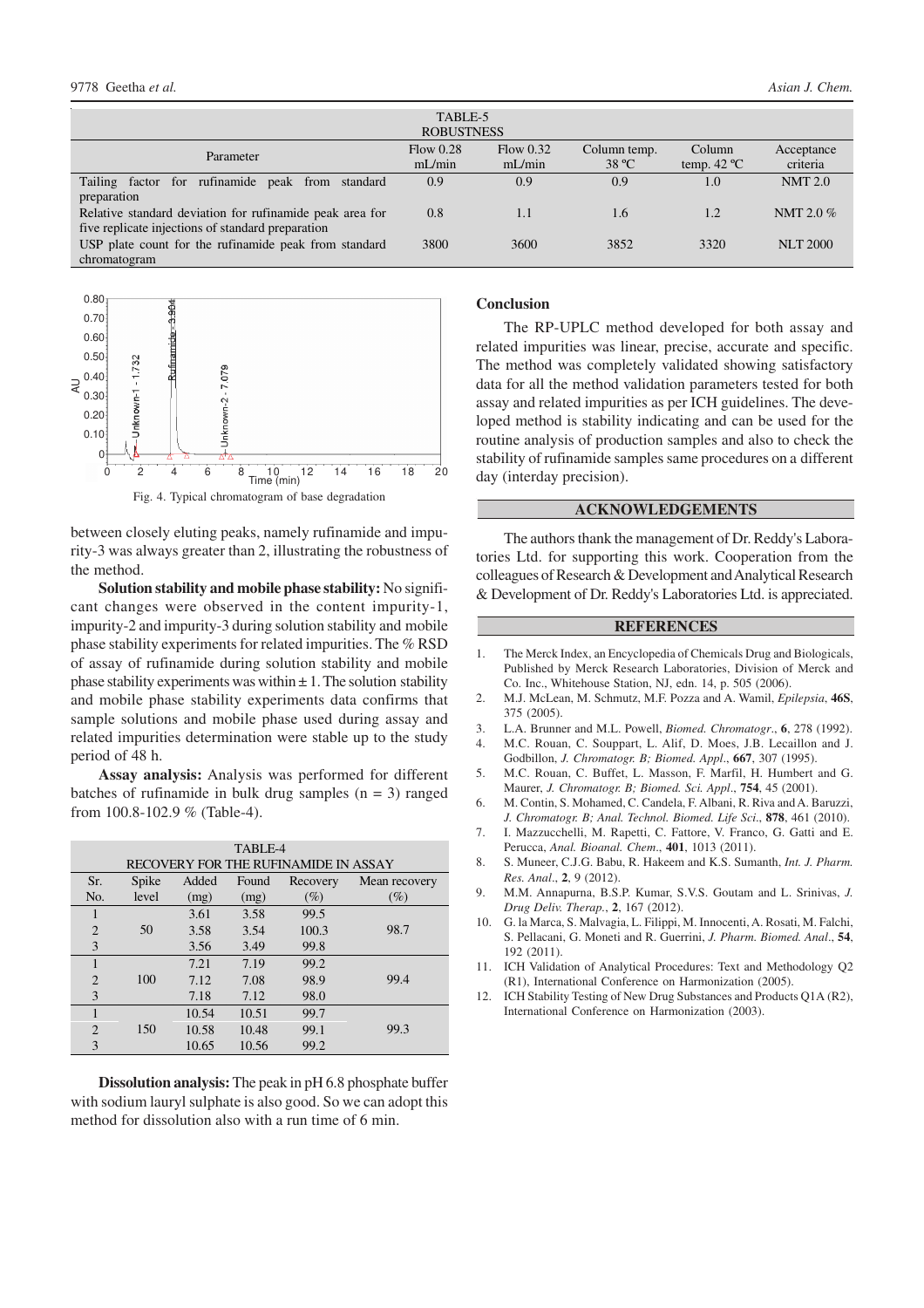TABLE-5
ROBUSTNESS

| Parameter | Flow 0.28 mL/min | Flow 0.32 mL/min | Column temp. 38 °C | Column temp. 42 °C | Acceptance criteria |
|---|---|---|---|---|---|
| Tailing factor for rufinamide peak from standard preparation | 0.9 | 0.9 | 0.9 | 1.0 | NMT 2.0 |
| Relative standard deviation for rufinamide peak area for five replicate injections of standard preparation | 0.8 | 1.1 | 1.6 | 1.2 | NMT 2.0 % |
| USP plate count for the rufinamide peak from standard chromatogram | 3800 | 3600 | 3852 | 3320 | NLT 2000 |

AU
0.80
0.70
0.60
0.50
0.40
0.30
0.20
0.10
0
0 2 4 6 8 10 12 14 16 18 20
Time (min)
Unknown-1 - 1.732
Rufinamide - 3.904
Unknown-2 - 7.079

Fig. 4. Typical chromatogram of base degradation

between closely eluting peaks, namely rufinamide and impurity-3 was always greater than 2, illustrating the robustness of the method.

**Solution stability and mobile phase stability:** No significant changes were observed in the content impurity-1, impurity-2 and impurity-3 during solution stability and mobile phase stability experiments for related impurities. The % RSD of assay of rufinamide during solution stability and mobile phase stability experiments was within ± 1. The solution stability and mobile phase stability experiments data confirms that sample solutions and mobile phase used during assay and related impurities determination were stable up to the study period of 48 h.

**Assay analysis:** Analysis was performed for different batches of rufinamide in bulk drug samples (n = 3) ranged from 100.8-102.9 % (Table-4).

TABLE-4
RECOVERY FOR THE RUFINAMIDE IN ASSAY

| Sr. No. | Spike level | Added (mg) | Found (mg) | Recovery (%) | Mean recovery (%) |
|---|---|---|---|---|---|
| 1 | | 3.61 | 3.58 | 99.5 | |
| 2 | 50 | 3.58 | 3.54 | 100.3 | 98.7 |
| 3 | | 3.56 | 3.49 | 99.8 | |
| 1 | | 7.21 | 7.19 | 99.2 | |
| 2 | 100 | 7.12 | 7.08 | 98.9 | 99.4 |
| 3 | | 7.18 | 7.12 | 98.0 | |
| 1 | | 10.54 | 10.51 | 99.7 | |
| 2 | 150 | 10.58 | 10.48 | 99.1 | 99.3 |
| 3 | | 10.65 | 10.56 | 99.2 | |

**Dissolution analysis:** The peak in pH 6.8 phosphate buffer with sodium lauryl sulphate is also good. So we can adopt this method for dissolution also with a run time of 6 min.

## Conclusion

The RP-UPLC method developed for both assay and related impurities was linear, precise, accurate and specific. The method was completely validated showing satisfactory data for all the method validation parameters tested for both assay and related impurities as per ICH guidelines. The developed method is stability indicating and can be used for the routine analysis of production samples and also to check the stability of rufinamide samples same procedures on a different day (interday precision).

## ACKNOWLEDGEMENTS

The authors thank the management of Dr. Reddy's Laboratories Ltd. for supporting this work. Cooperation from the colleagues of Research & Development and Analytical Research & Development of Dr. Reddy's Laboratories Ltd. is appreciated.

## REFERENCES

1. The Merck Index, an Encyclopedia of Chemicals Drug and Biologicals, Published by Merck Research Laboratories, Division of Merck and Co. Inc., Whitehouse Station, NJ, edn. 14, p. 505 (2006).
2. M.J. McLean, M. Schmutz, M.F. Pozza and A. Wamil, *Epilepsia*, **46S**, 375 (2005).
3. L.A. Brunner and M.L. Powell, *Biomed. Chromatogr.*, **6**, 278 (1992).
4. M.C. Rouan, C. Souppart, L. Alif, D. Moes, J.B. Lecaillon and J. Godbillon, *J. Chromatogr. B; Biomed. Appl.*, **667**, 307 (1995).
5. M.C. Rouan, C. Buffet, L. Masson, F. Marfil, H. Humbert and G. Maurer, *J. Chromatogr. B; Biomed. Sci. Appl.*, **754**, 45 (2001).
6. M. Contin, S. Mohamed, C. Candela, F. Albani, R. Riva and A. Baruzzi, *J. Chromatogr. B; Anal. Technol. Biomed. Life Sci.*, **878**, 461 (2010).
7. I. Mazzucchelli, M. Rapetti, C. Fattore, V. Franco, G. Gatti and E. Perucca, *Anal. Bioanal. Chem.*, **401**, 1013 (2011).
8. S. Muneer, C.J.G. Babu, R. Hakeem and K.S. Sumanth, *Int. J. Pharm. Res. Anal.*, **2**, 9 (2012).
9. M.M. Annapurna, B.S.P. Kumar, S.V.S. Goutam and L. Srinivas, *J. Drug Deliv. Therap.*, **2**, 167 (2012).
10. G. la Marca, S. Malvagia, L. Filippi, M. Innocenti, A. Rosati, M. Falchi, S. Pellacani, G. Moneti and R. Guerrini, *J. Pharm. Biomed. Anal.*, **54**, 192 (2011).
11. ICH Validation of Analytical Procedures: Text and Methodology Q2 (R1), International Conference on Harmonization (2005).
12. ICH Stability Testing of New Drug Substances and Products Q1A (R2), International Conference on Harmonization (2003).